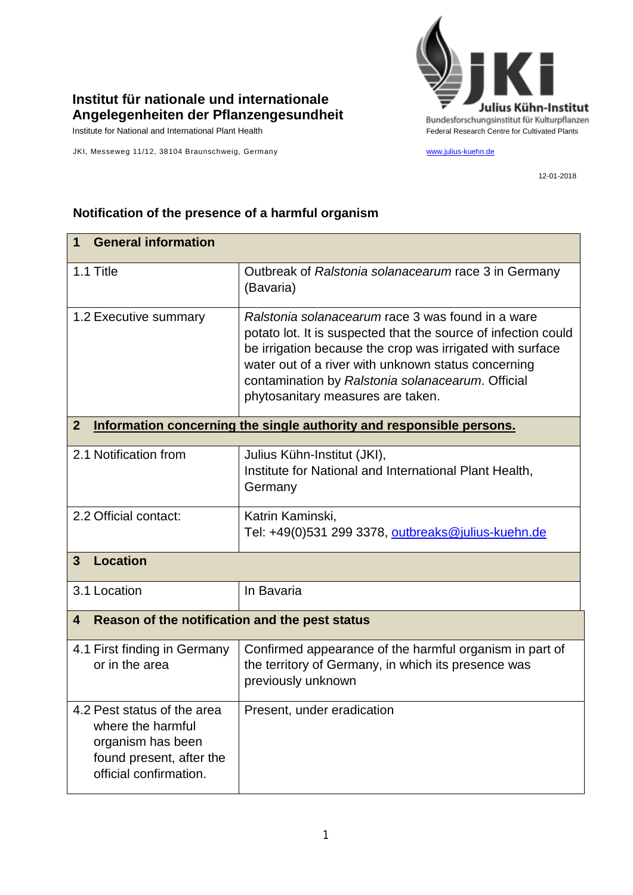**Institut für nationale und internationale Angelegenheiten der Pflanzengesundheit**

Institute for National and International Plant Health

JKI, Messeweg 11/12, 38104 Braunschweig, Germany

Julius Kühn-Institut
Bundesforschungsinstitut für Kulturpflanzen
Federal Research Centre for Cultivated Plants

www.julius-kuehn.de

12-01-2018

## Notification of the presence of a harmful organism

| **1 General information** | |
|---|---|
| 1.1 Title | Outbreak of *Ralstonia solanacearum* race 3 in Germany (Bavaria) |
| 1.2 Executive summary | *Ralstonia solanacearum* race 3 was found in a ware potato lot. It is suspected that the source of infection could be irrigation because the crop was irrigated with surface water out of a river with unknown status concerning contamination by *Ralstonia solanacearum*. Official phytosanitary measures are taken. |
| **2 Information concerning the single authority and responsible persons.** | |
| 2.1 Notification from | Julius Kühn-Institut (JKI), Institute for National and International Plant Health, Germany |
| 2.2 Official contact: | Katrin Kaminski, Tel: +49(0)531 299 3378, outbreaks@julius-kuehn.de |
| **3 Location** | |
| 3.1 Location | In Bavaria |
| **4 Reason of the notification and the pest status** | |
| 4.1 First finding in Germany or in the area | Confirmed appearance of the harmful organism in part of the territory of Germany, in which its presence was previously unknown |
| 4.2 Pest status of the area where the harmful organism has been found present, after the official confirmation. | Present, under eradication |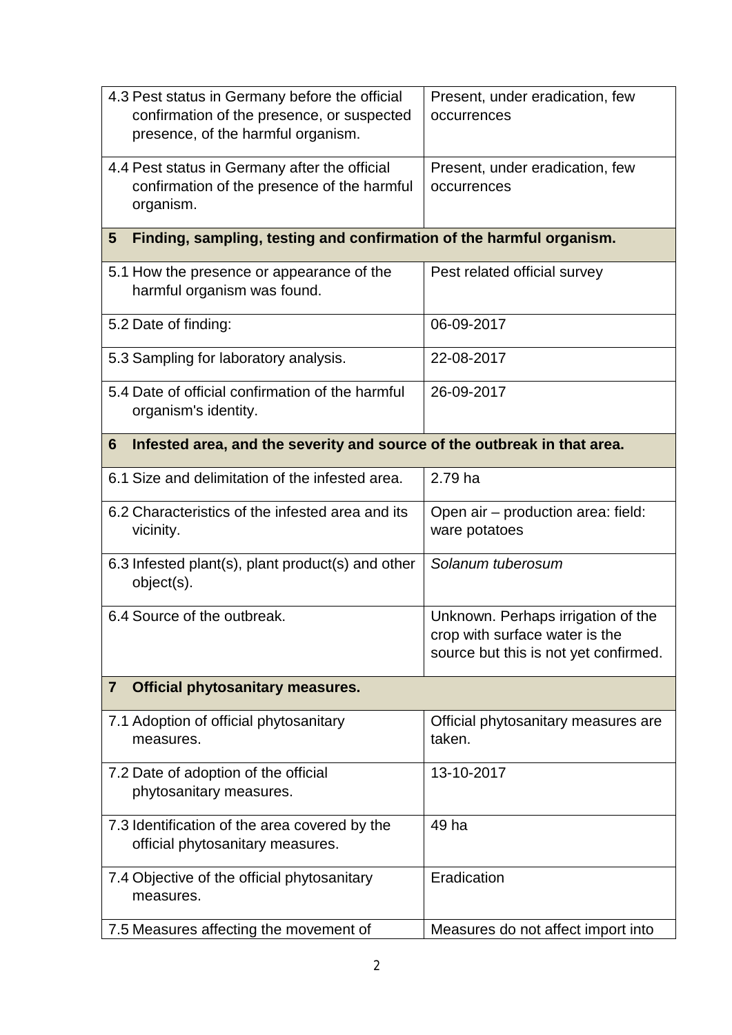| | |
|---|---|
| 4.3 Pest status in Germany before the official confirmation of the presence, or suspected presence, of the harmful organism. | Present, under eradication, few occurrences |
| 4.4 Pest status in Germany after the official confirmation of the presence of the harmful organism. | Present, under eradication, few occurrences |
| **5 Finding, sampling, testing and confirmation of the harmful organism.** | |
| 5.1 How the presence or appearance of the harmful organism was found. | Pest related official survey |
| 5.2 Date of finding: | 06-09-2017 |
| 5.3 Sampling for laboratory analysis. | 22-08-2017 |
| 5.4 Date of official confirmation of the harmful organism's identity. | 26-09-2017 |
| **6 Infested area, and the severity and source of the outbreak in that area.** | |
| 6.1 Size and delimitation of the infested area. | 2.79 ha |
| 6.2 Characteristics of the infested area and its vicinity. | Open air – production area: field: ware potatoes |
| 6.3 Infested plant(s), plant product(s) and other object(s). | *Solanum tuberosum* |
| 6.4 Source of the outbreak. | Unknown. Perhaps irrigation of the crop with surface water is the source but this is not yet confirmed. |
| **7 Official phytosanitary measures.** | |
| 7.1 Adoption of official phytosanitary measures. | Official phytosanitary measures are taken. |
| 7.2 Date of adoption of the official phytosanitary measures. | 13-10-2017 |
| 7.3 Identification of the area covered by the official phytosanitary measures. | 49 ha |
| 7.4 Objective of the official phytosanitary measures. | Eradication |
| 7.5 Measures affecting the movement of | Measures do not affect import into |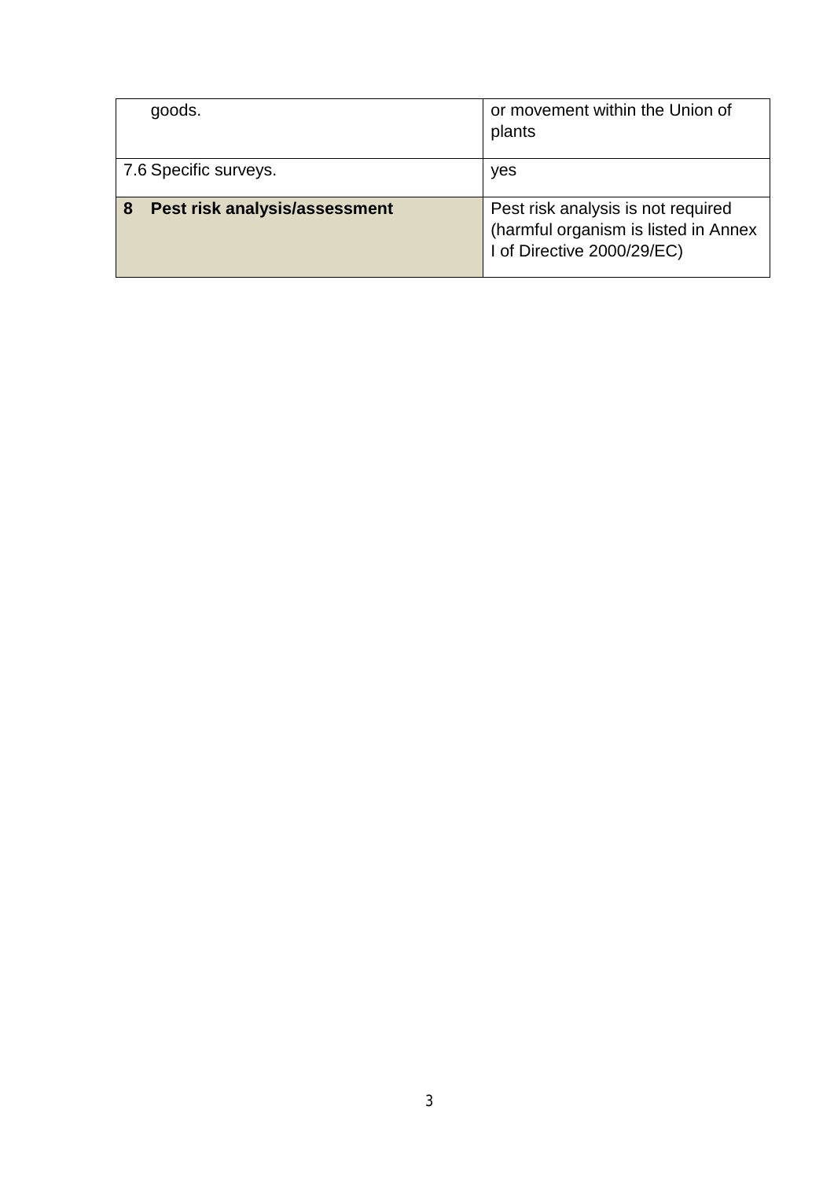| | |
|---|---|
| goods. | or movement within the Union of plants |
| 7.6 Specific surveys. | yes |
| **8 Pest risk analysis/assessment** | Pest risk analysis is not required (harmful organism is listed in Annex I of Directive 2000/29/EC) |